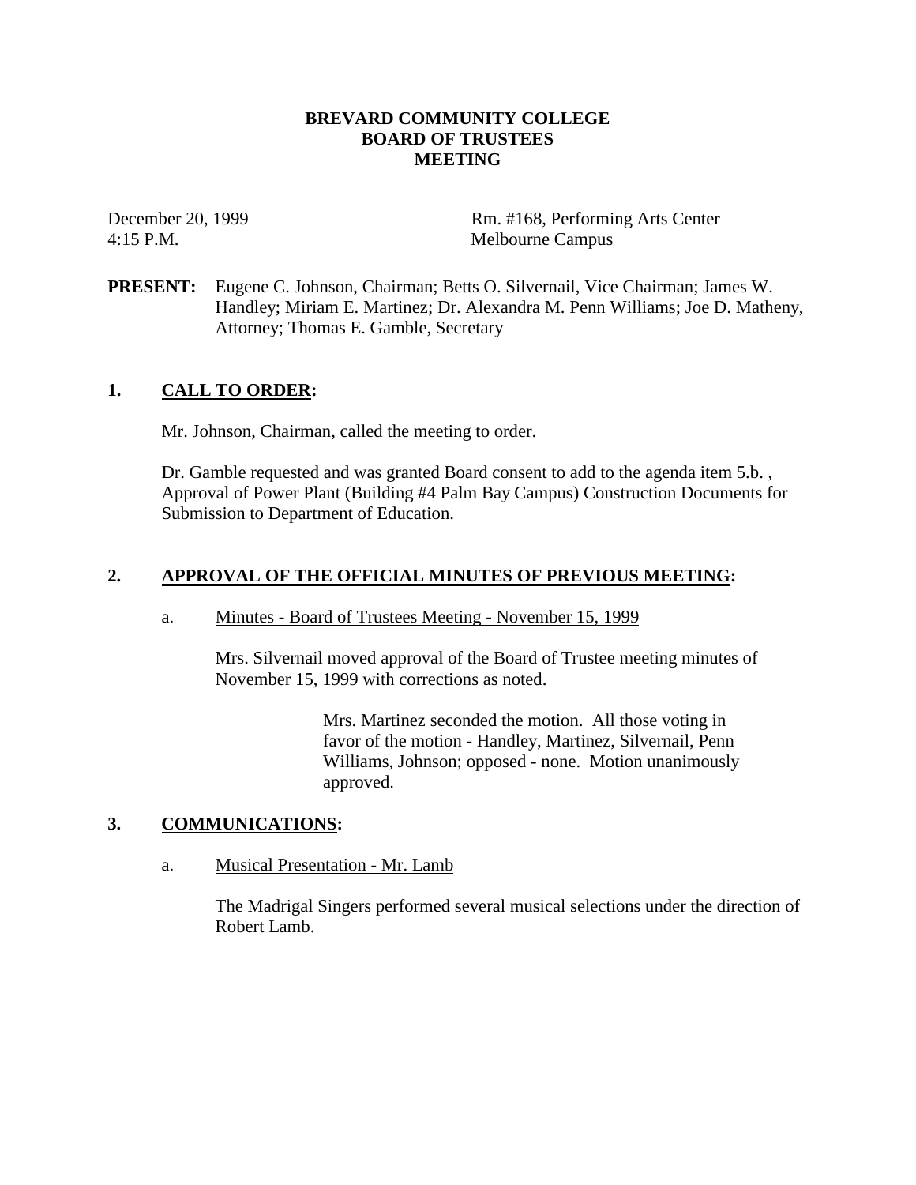**BREVARD COMMUNITY COLLEGE**
**BOARD OF TRUSTEES**
**MEETING**

December 20, 1999
4:15 P.M.

Rm. #168, Performing Arts Center
Melbourne Campus

**PRESENT:** Eugene C. Johnson, Chairman; Betts O. Silvernail, Vice Chairman; James W. Handley; Miriam E. Martinez; Dr. Alexandra M. Penn Williams; Joe D. Matheny, Attorney; Thomas E. Gamble, Secretary

## 1. CALL TO ORDER:

Mr. Johnson, Chairman, called the meeting to order.

Dr. Gamble requested and was granted Board consent to add to the agenda item 5.b. , Approval of Power Plant (Building #4 Palm Bay Campus) Construction Documents for Submission to Department of Education.

## 2. APPROVAL OF THE OFFICIAL MINUTES OF PREVIOUS MEETING:

a. Minutes - Board of Trustees Meeting - November 15, 1999

Mrs. Silvernail moved approval of the Board of Trustee meeting minutes of November 15, 1999 with corrections as noted.

Mrs. Martinez seconded the motion. All those voting in favor of the motion - Handley, Martinez, Silvernail, Penn Williams, Johnson; opposed - none. Motion unanimously approved.

## 3. COMMUNICATIONS:

a. Musical Presentation - Mr. Lamb

The Madrigal Singers performed several musical selections under the direction of Robert Lamb.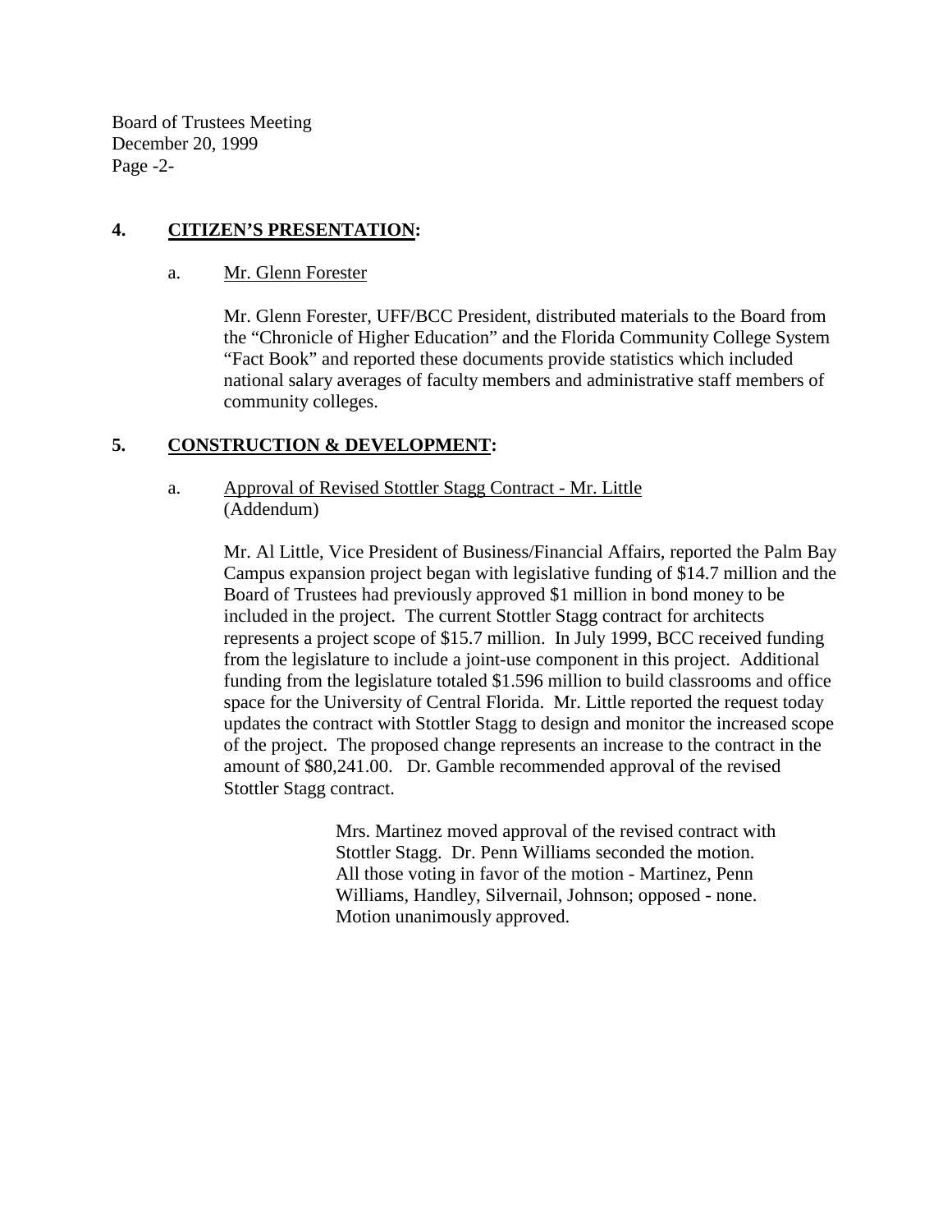## 4. CITIZEN'S PRESENTATION:

a. Mr. Glenn Forester

Mr. Glenn Forester, UFF/BCC President, distributed materials to the Board from the "Chronicle of Higher Education" and the Florida Community College System "Fact Book" and reported these documents provide statistics which included national salary averages of faculty members and administrative staff members of community colleges.

## 5. CONSTRUCTION & DEVELOPMENT:

a. Approval of Revised Stottler Stagg Contract - Mr. Little (Addendum)

Mr. Al Little, Vice President of Business/Financial Affairs, reported the Palm Bay Campus expansion project began with legislative funding of $14.7 million and the Board of Trustees had previously approved $1 million in bond money to be included in the project. The current Stottler Stagg contract for architects represents a project scope of $15.7 million. In July 1999, BCC received funding from the legislature to include a joint-use component in this project. Additional funding from the legislature totaled $1.596 million to build classrooms and office space for the University of Central Florida. Mr. Little reported the request today updates the contract with Stottler Stagg to design and monitor the increased scope of the project. The proposed change represents an increase to the contract in the amount of $80,241.00. Dr. Gamble recommended approval of the revised Stottler Stagg contract.

Mrs. Martinez moved approval of the revised contract with Stottler Stagg. Dr. Penn Williams seconded the motion. All those voting in favor of the motion - Martinez, Penn Williams, Handley, Silvernail, Johnson; opposed - none. Motion unanimously approved.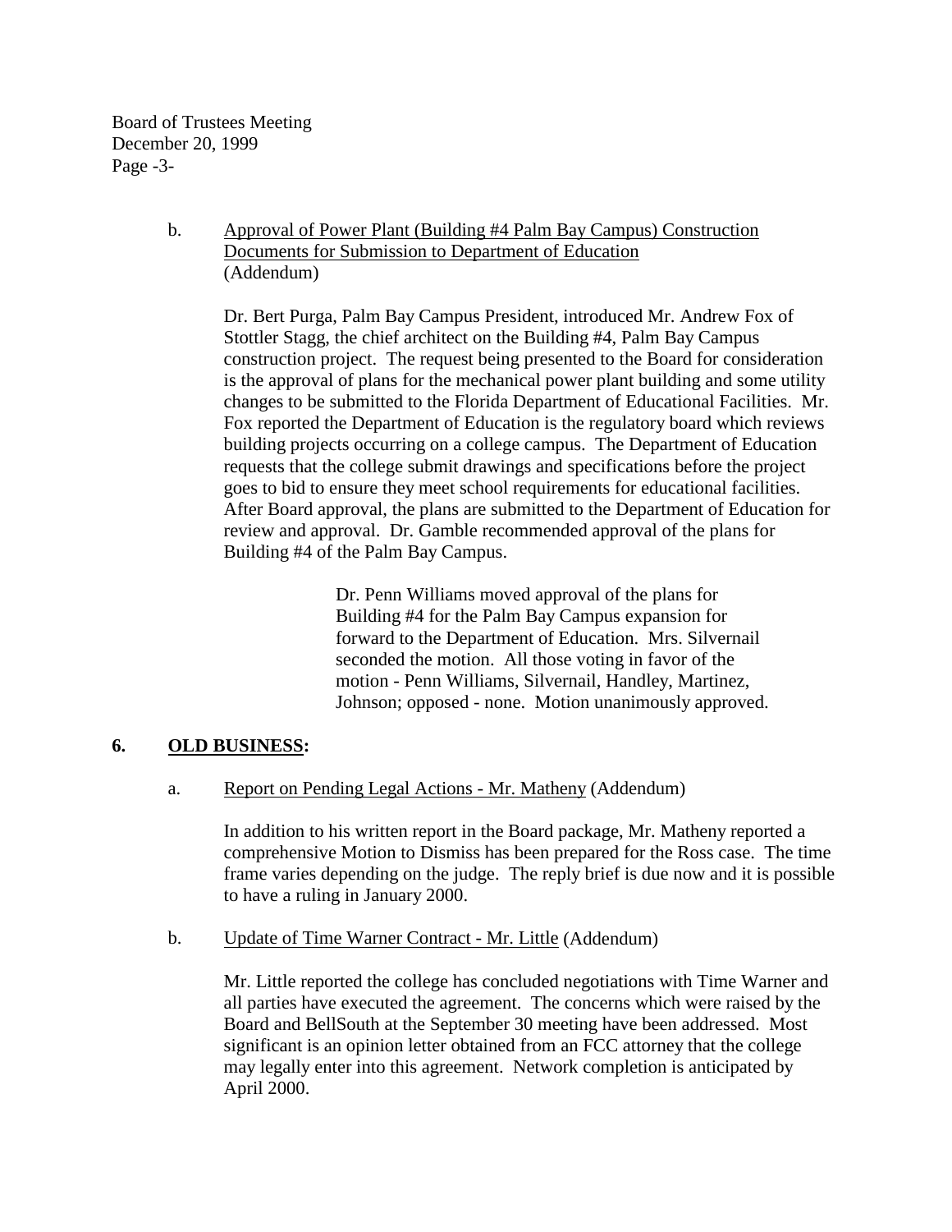b. Approval of Power Plant (Building #4 Palm Bay Campus) Construction Documents for Submission to Department of Education (Addendum)

Dr. Bert Purga, Palm Bay Campus President, introduced Mr. Andrew Fox of Stottler Stagg, the chief architect on the Building #4, Palm Bay Campus construction project. The request being presented to the Board for consideration is the approval of plans for the mechanical power plant building and some utility changes to be submitted to the Florida Department of Educational Facilities. Mr. Fox reported the Department of Education is the regulatory board which reviews building projects occurring on a college campus. The Department of Education requests that the college submit drawings and specifications before the project goes to bid to ensure they meet school requirements for educational facilities. After Board approval, the plans are submitted to the Department of Education for review and approval. Dr. Gamble recommended approval of the plans for Building #4 of the Palm Bay Campus.

> Dr. Penn Williams moved approval of the plans for Building #4 for the Palm Bay Campus expansion for forward to the Department of Education. Mrs. Silvernail seconded the motion. All those voting in favor of the motion - Penn Williams, Silvernail, Handley, Martinez, Johnson; opposed - none. Motion unanimously approved.

## 6. OLD BUSINESS:

a. Report on Pending Legal Actions - Mr. Matheny (Addendum)

In addition to his written report in the Board package, Mr. Matheny reported a comprehensive Motion to Dismiss has been prepared for the Ross case. The time frame varies depending on the judge. The reply brief is due now and it is possible to have a ruling in January 2000.

b. Update of Time Warner Contract - Mr. Little (Addendum)

Mr. Little reported the college has concluded negotiations with Time Warner and all parties have executed the agreement. The concerns which were raised by the Board and BellSouth at the September 30 meeting have been addressed. Most significant is an opinion letter obtained from an FCC attorney that the college may legally enter into this agreement. Network completion is anticipated by April 2000.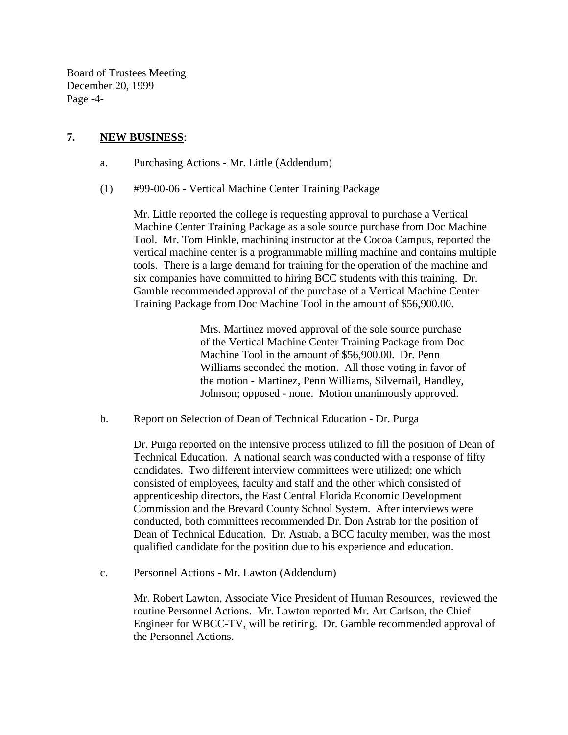**7. NEW BUSINESS**:

a. Purchasing Actions - Mr. Little (Addendum)

(1) #99-00-06 - Vertical Machine Center Training Package

Mr. Little reported the college is requesting approval to purchase a Vertical Machine Center Training Package as a sole source purchase from Doc Machine Tool. Mr. Tom Hinkle, machining instructor at the Cocoa Campus, reported the vertical machine center is a programmable milling machine and contains multiple tools. There is a large demand for training for the operation of the machine and six companies have committed to hiring BCC students with this training. Dr. Gamble recommended approval of the purchase of a Vertical Machine Center Training Package from Doc Machine Tool in the amount of $56,900.00.

> Mrs. Martinez moved approval of the sole source purchase of the Vertical Machine Center Training Package from Doc Machine Tool in the amount of $56,900.00. Dr. Penn Williams seconded the motion. All those voting in favor of the motion - Martinez, Penn Williams, Silvernail, Handley, Johnson; opposed - none. Motion unanimously approved.

b. Report on Selection of Dean of Technical Education - Dr. Purga

Dr. Purga reported on the intensive process utilized to fill the position of Dean of Technical Education. A national search was conducted with a response of fifty candidates. Two different interview committees were utilized; one which consisted of employees, faculty and staff and the other which consisted of apprenticeship directors, the East Central Florida Economic Development Commission and the Brevard County School System. After interviews were conducted, both committees recommended Dr. Don Astrab for the position of Dean of Technical Education. Dr. Astrab, a BCC faculty member, was the most qualified candidate for the position due to his experience and education.

c. Personnel Actions - Mr. Lawton (Addendum)

Mr. Robert Lawton, Associate Vice President of Human Resources, reviewed the routine Personnel Actions. Mr. Lawton reported Mr. Art Carlson, the Chief Engineer for WBCC-TV, will be retiring. Dr. Gamble recommended approval of the Personnel Actions.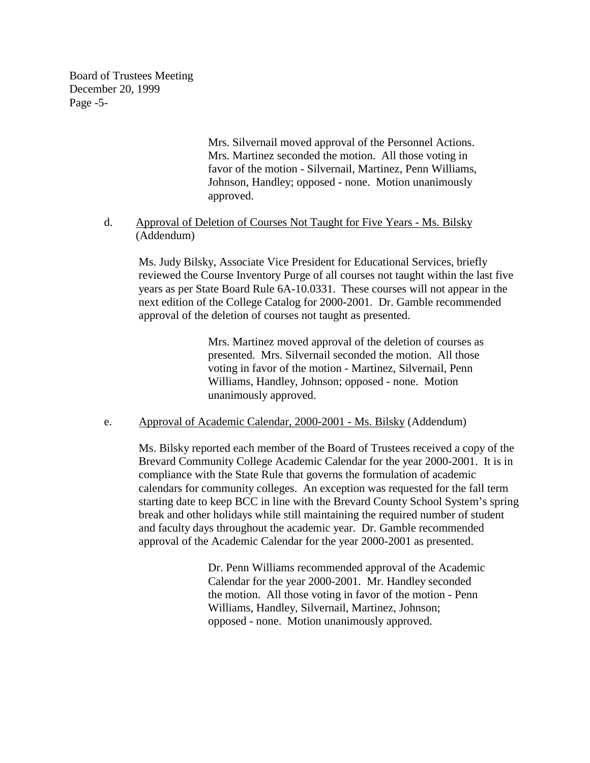Mrs. Silvernail moved approval of the Personnel Actions. Mrs. Martinez seconded the motion. All those voting in favor of the motion - Silvernail, Martinez, Penn Williams, Johnson, Handley; opposed - none. Motion unanimously approved.

d. Approval of Deletion of Courses Not Taught for Five Years - Ms. Bilsky (Addendum)

Ms. Judy Bilsky, Associate Vice President for Educational Services, briefly reviewed the Course Inventory Purge of all courses not taught within the last five years as per State Board Rule 6A-10.0331. These courses will not appear in the next edition of the College Catalog for 2000-2001. Dr. Gamble recommended approval of the deletion of courses not taught as presented.

Mrs. Martinez moved approval of the deletion of courses as presented. Mrs. Silvernail seconded the motion. All those voting in favor of the motion - Martinez, Silvernail, Penn Williams, Handley, Johnson; opposed - none. Motion unanimously approved.

e. Approval of Academic Calendar, 2000-2001 - Ms. Bilsky (Addendum)

Ms. Bilsky reported each member of the Board of Trustees received a copy of the Brevard Community College Academic Calendar for the year 2000-2001. It is in compliance with the State Rule that governs the formulation of academic calendars for community colleges. An exception was requested for the fall term starting date to keep BCC in line with the Brevard County School System's spring break and other holidays while still maintaining the required number of student and faculty days throughout the academic year. Dr. Gamble recommended approval of the Academic Calendar for the year 2000-2001 as presented.

Dr. Penn Williams recommended approval of the Academic Calendar for the year 2000-2001. Mr. Handley seconded the motion. All those voting in favor of the motion - Penn Williams, Handley, Silvernail, Martinez, Johnson; opposed - none. Motion unanimously approved.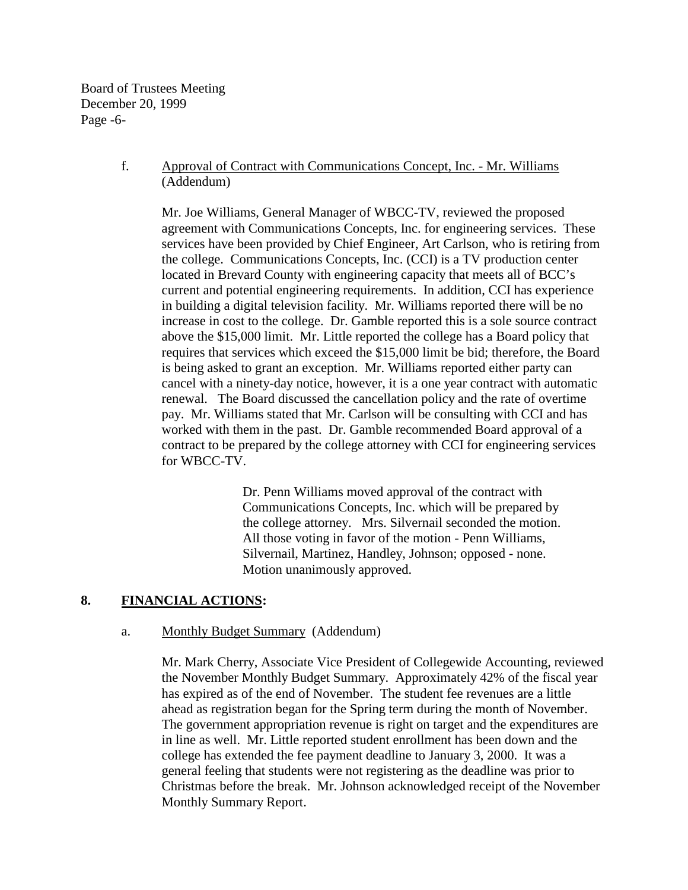f. <u>Approval of Contract with Communications Concept, Inc. - Mr. Williams</u> (Addendum)

Mr. Joe Williams, General Manager of WBCC-TV, reviewed the proposed agreement with Communications Concepts, Inc. for engineering services. These services have been provided by Chief Engineer, Art Carlson, who is retiring from the college. Communications Concepts, Inc. (CCI) is a TV production center located in Brevard County with engineering capacity that meets all of BCC's current and potential engineering requirements. In addition, CCI has experience in building a digital television facility. Mr. Williams reported there will be no increase in cost to the college. Dr. Gamble reported this is a sole source contract above the $15,000 limit. Mr. Little reported the college has a Board policy that requires that services which exceed the $15,000 limit be bid; therefore, the Board is being asked to grant an exception. Mr. Williams reported either party can cancel with a ninety-day notice, however, it is a one year contract with automatic renewal. The Board discussed the cancellation policy and the rate of overtime pay. Mr. Williams stated that Mr. Carlson will be consulting with CCI and has worked with them in the past. Dr. Gamble recommended Board approval of a contract to be prepared by the college attorney with CCI for engineering services for WBCC-TV.

> Dr. Penn Williams moved approval of the contract with Communications Concepts, Inc. which will be prepared by the college attorney. Mrs. Silvernail seconded the motion. All those voting in favor of the motion - Penn Williams, Silvernail, Martinez, Handley, Johnson; opposed - none. Motion unanimously approved.

## 8. FINANCIAL ACTIONS:

a. <u>Monthly Budget Summary</u> (Addendum)

Mr. Mark Cherry, Associate Vice President of Collegewide Accounting, reviewed the November Monthly Budget Summary. Approximately 42% of the fiscal year has expired as of the end of November. The student fee revenues are a little ahead as registration began for the Spring term during the month of November. The government appropriation revenue is right on target and the expenditures are in line as well. Mr. Little reported student enrollment has been down and the college has extended the fee payment deadline to January 3, 2000. It was a general feeling that students were not registering as the deadline was prior to Christmas before the break. Mr. Johnson acknowledged receipt of the November Monthly Summary Report.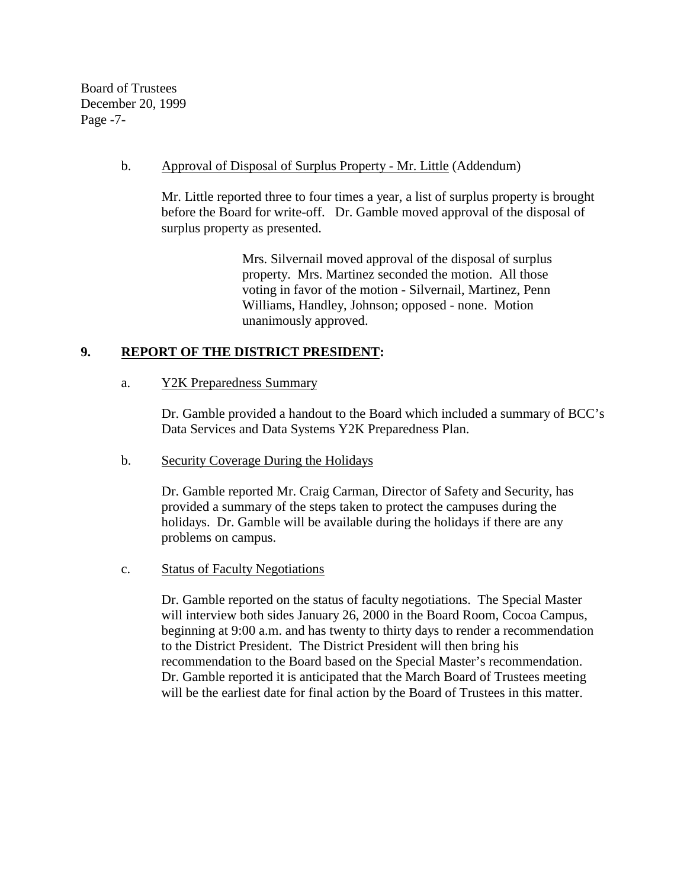b. Approval of Disposal of Surplus Property - Mr. Little (Addendum)

Mr. Little reported three to four times a year, a list of surplus property is brought before the Board for write-off. Dr. Gamble moved approval of the disposal of surplus property as presented.

> Mrs. Silvernail moved approval of the disposal of surplus property. Mrs. Martinez seconded the motion. All those voting in favor of the motion - Silvernail, Martinez, Penn Williams, Handley, Johnson; opposed - none. Motion unanimously approved.

## 9. REPORT OF THE DISTRICT PRESIDENT:

a. Y2K Preparedness Summary

Dr. Gamble provided a handout to the Board which included a summary of BCC's Data Services and Data Systems Y2K Preparedness Plan.

b. Security Coverage During the Holidays

Dr. Gamble reported Mr. Craig Carman, Director of Safety and Security, has provided a summary of the steps taken to protect the campuses during the holidays. Dr. Gamble will be available during the holidays if there are any problems on campus.

c. Status of Faculty Negotiations

Dr. Gamble reported on the status of faculty negotiations. The Special Master will interview both sides January 26, 2000 in the Board Room, Cocoa Campus, beginning at 9:00 a.m. and has twenty to thirty days to render a recommendation to the District President. The District President will then bring his recommendation to the Board based on the Special Master's recommendation. Dr. Gamble reported it is anticipated that the March Board of Trustees meeting will be the earliest date for final action by the Board of Trustees in this matter.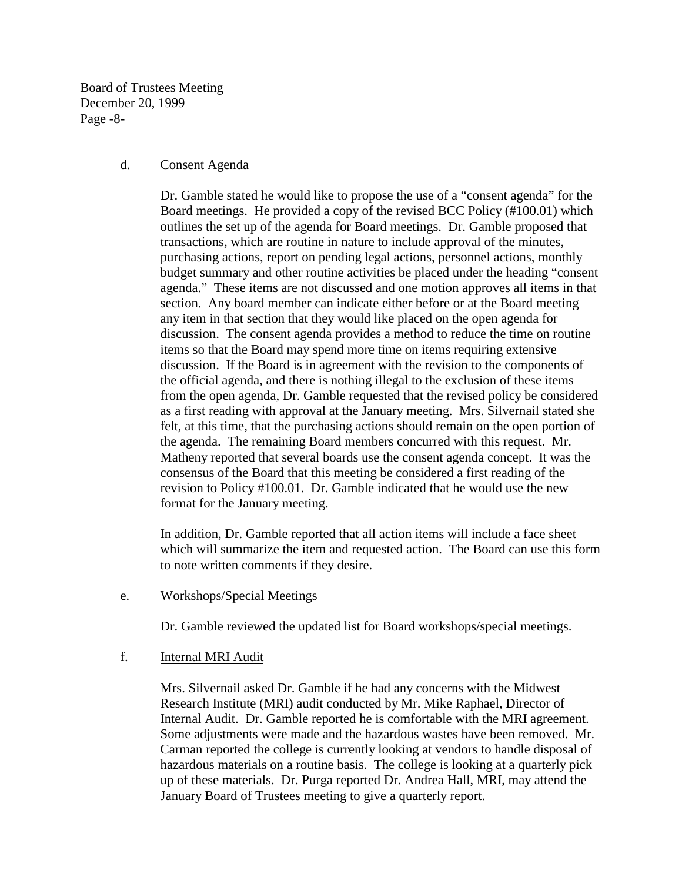d. Consent Agenda

Dr. Gamble stated he would like to propose the use of a "consent agenda" for the Board meetings. He provided a copy of the revised BCC Policy (#100.01) which outlines the set up of the agenda for Board meetings. Dr. Gamble proposed that transactions, which are routine in nature to include approval of the minutes, purchasing actions, report on pending legal actions, personnel actions, monthly budget summary and other routine activities be placed under the heading "consent agenda." These items are not discussed and one motion approves all items in that section. Any board member can indicate either before or at the Board meeting any item in that section that they would like placed on the open agenda for discussion. The consent agenda provides a method to reduce the time on routine items so that the Board may spend more time on items requiring extensive discussion. If the Board is in agreement with the revision to the components of the official agenda, and there is nothing illegal to the exclusion of these items from the open agenda, Dr. Gamble requested that the revised policy be considered as a first reading with approval at the January meeting. Mrs. Silvernail stated she felt, at this time, that the purchasing actions should remain on the open portion of the agenda. The remaining Board members concurred with this request. Mr. Matheny reported that several boards use the consent agenda concept. It was the consensus of the Board that this meeting be considered a first reading of the revision to Policy #100.01. Dr. Gamble indicated that he would use the new format for the January meeting.

In addition, Dr. Gamble reported that all action items will include a face sheet which will summarize the item and requested action. The Board can use this form to note written comments if they desire.

e. Workshops/Special Meetings

Dr. Gamble reviewed the updated list for Board workshops/special meetings.

f. Internal MRI Audit

Mrs. Silvernail asked Dr. Gamble if he had any concerns with the Midwest Research Institute (MRI) audit conducted by Mr. Mike Raphael, Director of Internal Audit. Dr. Gamble reported he is comfortable with the MRI agreement. Some adjustments were made and the hazardous wastes have been removed. Mr. Carman reported the college is currently looking at vendors to handle disposal of hazardous materials on a routine basis. The college is looking at a quarterly pick up of these materials. Dr. Purga reported Dr. Andrea Hall, MRI, may attend the January Board of Trustees meeting to give a quarterly report.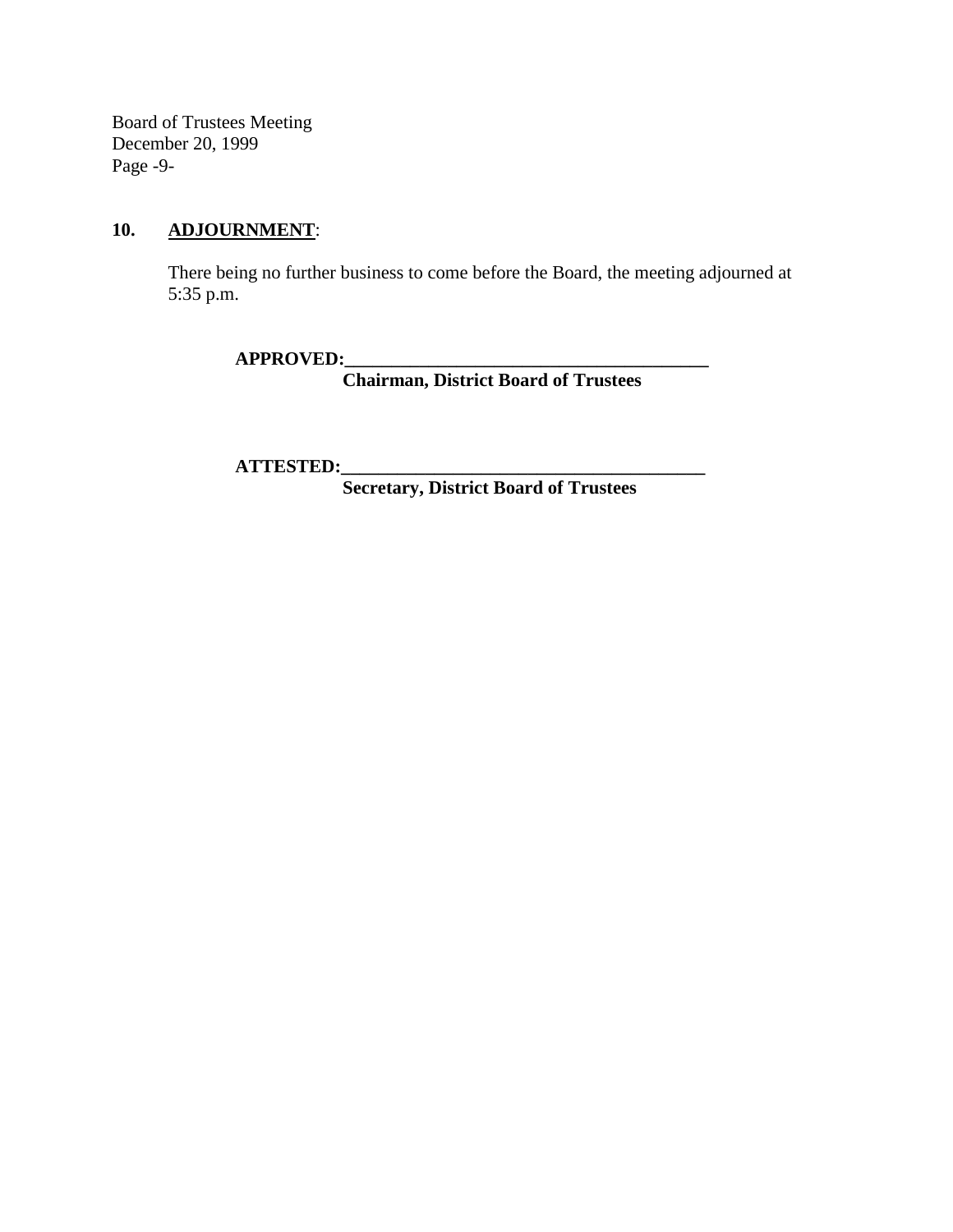## 10. ADJOURNMENT:

There being no further business to come before the Board, the meeting adjourned at 5:35 p.m.

**APPROVED:\_\_\_\_\_\_\_\_\_\_\_\_\_\_\_\_\_\_\_\_\_\_\_\_\_\_\_\_\_\_\_\_\_\_\_\_\_\_\_\_**
**Chairman, District Board of Trustees**

**ATTESTED:\_\_\_\_\_\_\_\_\_\_\_\_\_\_\_\_\_\_\_\_\_\_\_\_\_\_\_\_\_\_\_\_\_\_\_\_\_\_\_\_**
**Secretary, District Board of Trustees**